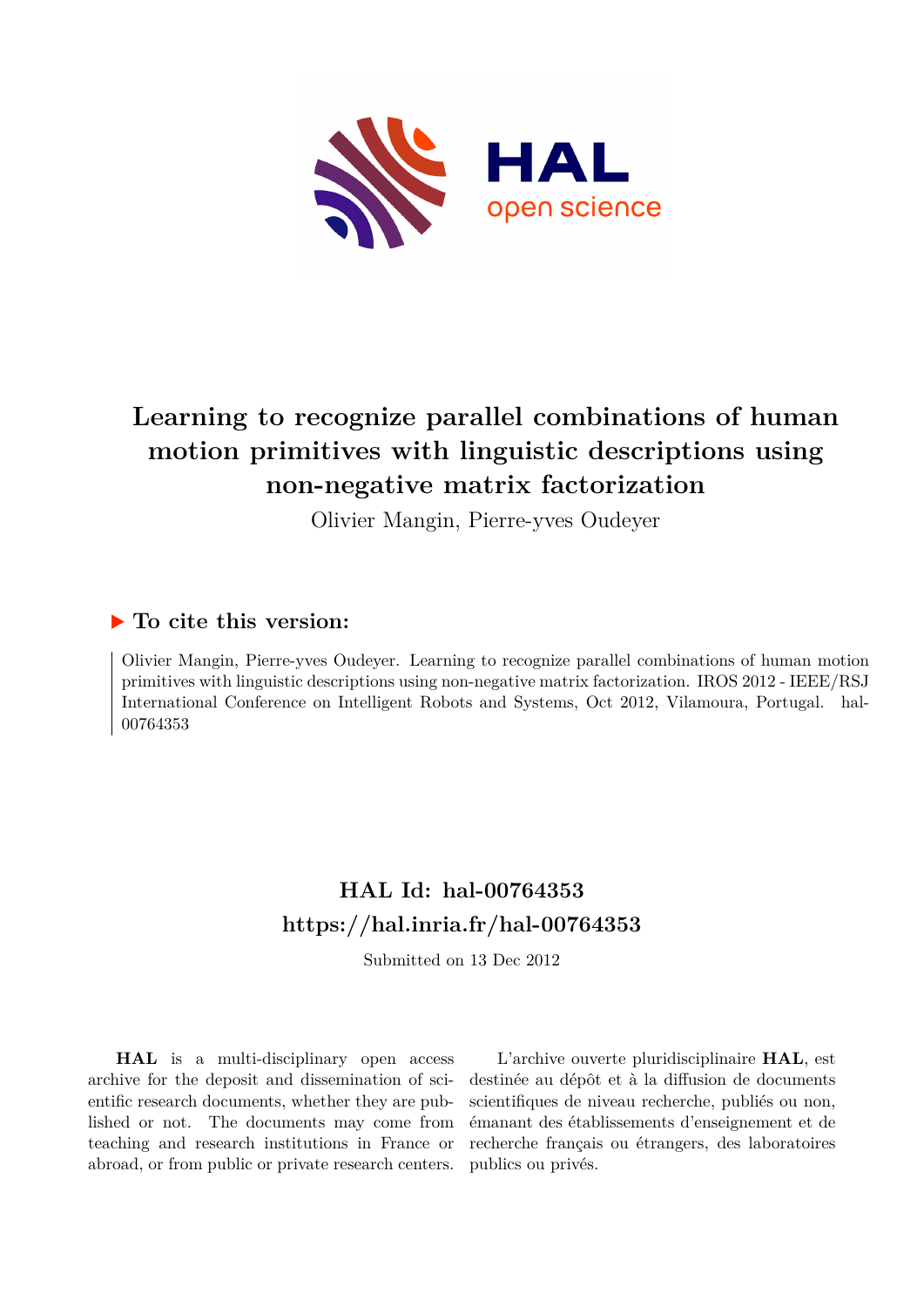# Learning to recognize parallel combinations of human motion primitives with linguistic descriptions using non-negative matrix factorization

Olivier Mangin, Pierre-yves Oudeyer

## ▶ To cite this version:

Olivier Mangin, Pierre-yves Oudeyer. Learning to recognize parallel combinations of human motion primitives with linguistic descriptions using non-negative matrix factorization. IROS 2012 - IEEE/RSJ International Conference on Intelligent Robots and Systems, Oct 2012, Vilamoura, Portugal. hal-00764353

## HAL Id: hal-00764353
## https://hal.inria.fr/hal-00764353

Submitted on 13 Dec 2012

**HAL** is a multi-disciplinary open access archive for the deposit and dissemination of scientific research documents, whether they are published or not. The documents may come from teaching and research institutions in France or abroad, or from public or private research centers.

L'archive ouverte pluridisciplinaire **HAL**, est destinée au dépôt et à la diffusion de documents scientifiques de niveau recherche, publiés ou non, émanant des établissements d'enseignement et de recherche français ou étrangers, des laboratoires publics ou privés.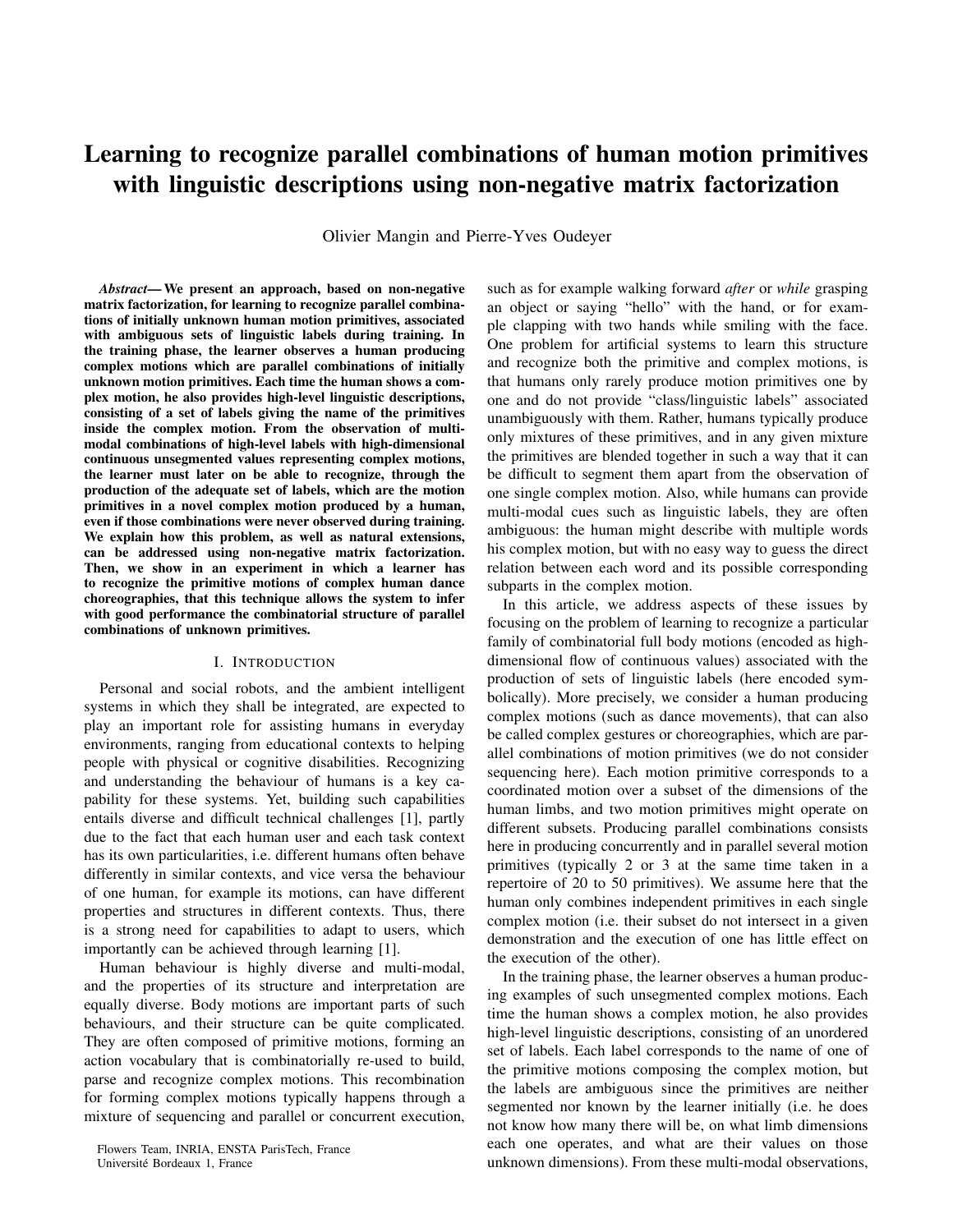# Learning to recognize parallel combinations of human motion primitives with linguistic descriptions using non-negative matrix factorization

Olivier Mangin and Pierre-Yves Oudeyer

***Abstract*— We present an approach, based on non-negative matrix factorization, for learning to recognize parallel combinations of initially unknown human motion primitives, associated with ambiguous sets of linguistic labels during training. In the training phase, the learner observes a human producing complex motions which are parallel combinations of initially unknown motion primitives. Each time the human shows a complex motion, he also provides high-level linguistic descriptions, consisting of a set of labels giving the name of the primitives inside the complex motion. From the observation of multi-modal combinations of high-level labels with high-dimensional continuous unsegmented values representing complex motions, the learner must later on be able to recognize, through the production of the adequate set of labels, which are the motion primitives in a novel complex motion produced by a human, even if those combinations were never observed during training. We explain how this problem, as well as natural extensions, can be addressed using non-negative matrix factorization. Then, we show in an experiment in which a learner has to recognize the primitive motions of complex human dance choreographies, that this technique allows the system to infer with good performance the combinatorial structure of parallel combinations of unknown primitives.**

## I. Introduction

Personal and social robots, and the ambient intelligent systems in which they shall be integrated, are expected to play an important role for assisting humans in everyday environments, ranging from educational contexts to helping people with physical or cognitive disabilities. Recognizing and understanding the behaviour of humans is a key capability for these systems. Yet, building such capabilities entails diverse and difficult technical challenges [1], partly due to the fact that each human user and each task context has its own particularities, i.e. different humans often behave differently in similar contexts, and vice versa the behaviour of one human, for example its motions, can have different properties and structures in different contexts. Thus, there is a strong need for capabilities to adapt to users, which importantly can be achieved through learning [1].

Human behaviour is highly diverse and multi-modal, and the properties of its structure and interpretation are equally diverse. Body motions are important parts of such behaviours, and their structure can be quite complicated. They are often composed of primitive motions, forming an action vocabulary that is combinatorially re-used to build, parse and recognize complex motions. This recombination for forming complex motions typically happens through a mixture of sequencing and parallel or concurrent execution, such as for example walking forward *after* or *while* grasping an object or saying "hello" with the hand, or for example clapping with two hands while smiling with the face. One problem for artificial systems to learn this structure and recognize both the primitive and complex motions, is that humans only rarely produce motion primitives one by one and do not provide "class/linguistic labels" associated unambiguously with them. Rather, humans typically produce only mixtures of these primitives, and in any given mixture the primitives are blended together in such a way that it can be difficult to segment them apart from the observation of one single complex motion. Also, while humans can provide multi-modal cues such as linguistic labels, they are often ambiguous: the human might describe with multiple words his complex motion, but with no easy way to guess the direct relation between each word and its possible corresponding subparts in the complex motion.

In this article, we address aspects of these issues by focusing on the problem of learning to recognize a particular family of combinatorial full body motions (encoded as high-dimensional flow of continuous values) associated with the production of sets of linguistic labels (here encoded symbolically). More precisely, we consider a human producing complex motions (such as dance movements), that can also be called complex gestures or choreographies, which are parallel combinations of motion primitives (we do not consider sequencing here). Each motion primitive corresponds to a coordinated motion over a subset of the dimensions of the human limbs, and two motion primitives might operate on different subsets. Producing parallel combinations consists here in producing concurrently and in parallel several motion primitives (typically 2 or 3 at the same time taken in a repertoire of 20 to 50 primitives). We assume here that the human only combines independent primitives in each single complex motion (i.e. their subset do not intersect in a given demonstration and the execution of one has little effect on the execution of the other).

In the training phase, the learner observes a human producing examples of such unsegmented complex motions. Each time the human shows a complex motion, he also provides high-level linguistic descriptions, consisting of an unordered set of labels. Each label corresponds to the name of one of the primitive motions composing the complex motion, but the labels are ambiguous since the primitives are neither segmented nor known by the learner initially (i.e. he does not know how many there will be, on what limb dimensions each one operates, and what are their values on those unknown dimensions). From these multi-modal observations,

Flowers Team, INRIA, ENSTA ParisTech, France
Université Bordeaux 1, France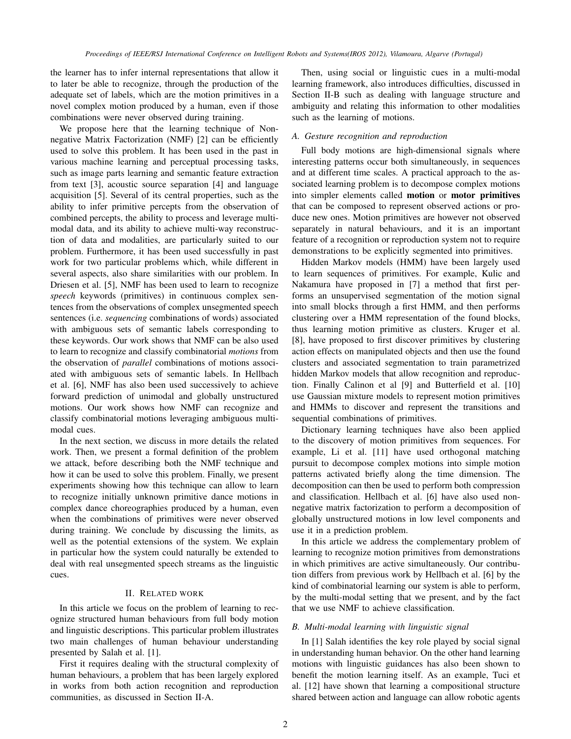the learner has to infer internal representations that allow it to later be able to recognize, through the production of the adequate set of labels, which are the motion primitives in a novel complex motion produced by a human, even if those combinations were never observed during training.

We propose here that the learning technique of Non-negative Matrix Factorization (NMF) [2] can be efficiently used to solve this problem. It has been used in the past in various machine learning and perceptual processing tasks, such as image parts learning and semantic feature extraction from text [3], acoustic source separation [4] and language acquisition [5]. Several of its central properties, such as the ability to infer primitive percepts from the observation of combined percepts, the ability to process and leverage multi-modal data, and its ability to achieve multi-way reconstruction of data and modalities, are particularly suited to our problem. Furthermore, it has been used successfully in past work for two particular problems which, while different in several aspects, also share similarities with our problem. In Driesen et al. [5], NMF has been used to learn to recognize *speech* keywords (primitives) in continuous complex sentences from the observations of complex unsegmented speech sentences (i.e. *sequencing* combinations of words) associated with ambiguous sets of semantic labels corresponding to these keywords. Our work shows that NMF can be also used to learn to recognize and classify combinatorial *motions* from the observation of *parallel* combinations of motions associated with ambiguous sets of semantic labels. In Hellbach et al. [6], NMF has also been used successively to achieve forward prediction of unimodal and globally unstructured motions. Our work shows how NMF can recognize and classify combinatorial motions leveraging ambiguous multi-modal cues.

In the next section, we discuss in more details the related work. Then, we present a formal definition of the problem we attack, before describing both the NMF technique and how it can be used to solve this problem. Finally, we present experiments showing how this technique can allow to learn to recognize initially unknown primitive dance motions in complex dance choreographies produced by a human, even when the combinations of primitives were never observed during training. We conclude by discussing the limits, as well as the potential extensions of the system. We explain in particular how the system could naturally be extended to deal with real unsegmented speech streams as the linguistic cues.

## II. Related work

In this article we focus on the problem of learning to recognize structured human behaviours from full body motion and linguistic descriptions. This particular problem illustrates two main challenges of human behaviour understanding presented by Salah et al. [1].

First it requires dealing with the structural complexity of human behaviours, a problem that has been largely explored in works from both action recognition and reproduction communities, as discussed in Section II-A.

Then, using social or linguistic cues in a multi-modal learning framework, also introduces difficulties, discussed in Section II-B such as dealing with language structure and ambiguity and relating this information to other modalities such as the learning of motions.

### A. Gesture recognition and reproduction

Full body motions are high-dimensional signals where interesting patterns occur both simultaneously, in sequences and at different time scales. A practical approach to the associated learning problem is to decompose complex motions into simpler elements called **motion** or **motor primitives** that can be composed to represent observed actions or produce new ones. Motion primitives are however not observed separately in natural behaviours, and it is an important feature of a recognition or reproduction system not to require demonstrations to be explicitly segmented into primitives.

Hidden Markov models (HMM) have been largely used to learn sequences of primitives. For example, Kulic and Nakamura have proposed in [7] a method that first performs an unsupervised segmentation of the motion signal into small blocks through a first HMM, and then performs clustering over a HMM representation of the found blocks, thus learning motion primitive as clusters. Kruger et al. [8], have proposed to first discover primitives by clustering action effects on manipulated objects and then use the found clusters and associated segmentation to train parametrized hidden Markov models that allow recognition and reproduction. Finally Calinon et al [9] and Butterfield et al. [10] use Gaussian mixture models to represent motion primitives and HMMs to discover and represent the transitions and sequential combinations of primitives.

Dictionary learning techniques have also been applied to the discovery of motion primitives from sequences. For example, Li et al. [11] have used orthogonal matching pursuit to decompose complex motions into simple motion patterns activated briefly along the time dimension. The decomposition can then be used to perform both compression and classification. Hellbach et al. [6] have also used non-negative matrix factorization to perform a decomposition of globally unstructured motions in low level components and use it in a prediction problem.

In this article we address the complementary problem of learning to recognize motion primitives from demonstrations in which primitives are active simultaneously. Our contribution differs from previous work by Hellbach et al. [6] by the kind of combinatorial learning our system is able to perform, by the multi-modal setting that we present, and by the fact that we use NMF to achieve classification.

### B. Multi-modal learning with linguistic signal

In [1] Salah identifies the key role played by social signal in understanding human behavior. On the other hand learning motions with linguistic guidances has also been shown to benefit the motion learning itself. As an example, Tuci et al. [12] have shown that learning a compositional structure shared between action and language can allow robotic agents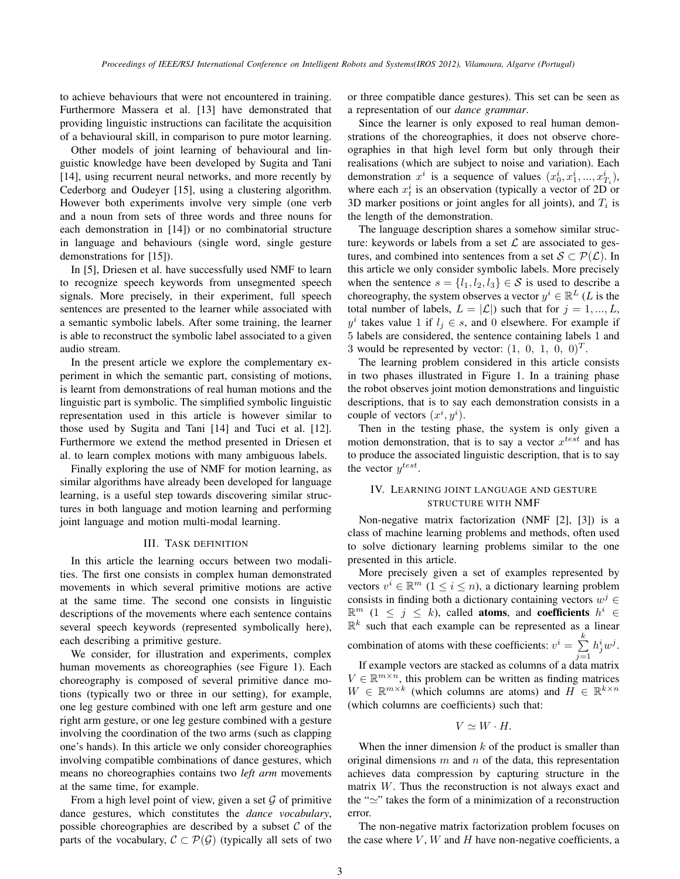to achieve behaviours that were not encountered in training. Furthermore Massera et al. [13] have demonstrated that providing linguistic instructions can facilitate the acquisition of a behavioural skill, in comparison to pure motor learning.

Other models of joint learning of behavioural and linguistic knowledge have been developed by Sugita and Tani [14], using recurrent neural networks, and more recently by Cederborg and Oudeyer [15], using a clustering algorithm. However both experiments involve very simple (one verb and a noun from sets of three words and three nouns for each demonstration in [14]) or no combinatorial structure in language and behaviours (single word, single gesture demonstrations for [15]).

In [5], Driesen et al. have successfully used NMF to learn to recognize speech keywords from unsegmented speech signals. More precisely, in their experiment, full speech sentences are presented to the learner while associated with a semantic symbolic labels. After some training, the learner is able to reconstruct the symbolic label associated to a given audio stream.

In the present article we explore the complementary experiment in which the semantic part, consisting of motions, is learnt from demonstrations of real human motions and the linguistic part is symbolic. The simplified symbolic linguistic representation used in this article is however similar to those used by Sugita and Tani [14] and Tuci et al. [12]. Furthermore we extend the method presented in Driesen et al. to learn complex motions with many ambiguous labels.

Finally exploring the use of NMF for motion learning, as similar algorithms have already been developed for language learning, is a useful step towards discovering similar structures in both language and motion learning and performing joint language and motion multi-modal learning.

## III. Task definition

In this article the learning occurs between two modalities. The first one consists in complex human demonstrated movements in which several primitive motions are active at the same time. The second one consists in linguistic descriptions of the movements where each sentence contains several speech keywords (represented symbolically here), each describing a primitive gesture.

We consider, for illustration and experiments, complex human movements as choreographies (see Figure 1). Each choreography is composed of several primitive dance motions (typically two or three in our setting), for example, one leg gesture combined with one left arm gesture and one right arm gesture, or one leg gesture combined with a gesture involving the coordination of the two arms (such as clapping one's hands). In this article we only consider choreographies involving compatible combinations of dance gestures, which means no choreographies contains two *left arm* movements at the same time, for example.

From a high level point of view, given a set $\mathcal{G}$ of primitive dance gestures, which constitutes the *dance vocabulary*, possible choreographies are described by a subset $\mathcal{C}$ of the parts of the vocabulary, $\mathcal{C} \subset \mathcal{P}(\mathcal{G})$ (typically all sets of two or three compatible dance gestures). This set can be seen as a representation of our *dance grammar*.

Since the learner is only exposed to real human demonstrations of the choreographies, it does not observe choreographies in that high level form but only through their realisations (which are subject to noise and variation). Each demonstration $x^i$ is a sequence of values $(x_0^i, x_1^i, ..., x_{T_i}^i)$, where each $x_t^i$ is an observation (typically a vector of 2D or 3D marker positions or joint angles for all joints), and $T_i$ is the length of the demonstration.

The language description shares a somehow similar structure: keywords or labels from a set $\mathcal{L}$ are associated to gestures, and combined into sentences from a set $\mathcal{S} \subset \mathcal{P}(\mathcal{L})$. In this article we only consider symbolic labels. More precisely when the sentence $s = \{l_1, l_2, l_3\} \in \mathcal{S}$ is used to describe a choreography, the system observes a vector $y^i \in \mathbb{R}^L$ ($L$ is the total number of labels, $L = |\mathcal{L}|$) such that for $j = 1, ..., L$, $y^i$ takes value 1 if $l_j \in s$, and 0 elsewhere. For example if 5 labels are considered, the sentence containing labels 1 and 3 would be represented by vector: $(1,\ 0,\ 1,\ 0,\ 0)^T$.

The learning problem considered in this article consists in two phases illustrated in Figure 1. In a training phase the robot observes joint motion demonstrations and linguistic descriptions, that is to say each demonstration consists in a couple of vectors $(x^i, y^i)$.

Then in the testing phase, the system is only given a motion demonstration, that is to say a vector $x^{test}$ and has to produce the associated linguistic description, that is to say the vector $y^{test}$.

## IV. Learning joint language and gesture structure with NMF

Non-negative matrix factorization (NMF [2], [3]) is a class of machine learning problems and methods, often used to solve dictionary learning problems similar to the one presented in this article.

More precisely given a set of examples represented by vectors $v^i \in \mathbb{R}^m$ ($1 \leq i \leq n$), a dictionary learning problem consists in finding both a dictionary containing vectors $w^j \in \mathbb{R}^m$ ($1 \leq j \leq k$), called **atoms**, and **coefficients** $h^i \in \mathbb{R}^k$ such that each example can be represented as a linear combination of atoms with these coefficients: $v^i = \sum_{j=1}^{k} h_j^i w^j$.

If example vectors are stacked as columns of a data matrix $V \in \mathbb{R}^{m \times n}$, this problem can be written as finding matrices $W \in \mathbb{R}^{m \times k}$ (which columns are atoms) and $H \in \mathbb{R}^{k \times n}$ (which columns are coefficients) such that:

$$V \simeq W \cdot H.$$

When the inner dimension $k$ of the product is smaller than original dimensions $m$ and $n$ of the data, this representation achieves data compression by capturing structure in the matrix $W$. Thus the reconstruction is not always exact and the "$\simeq$" takes the form of a minimization of a reconstruction error.

The non-negative matrix factorization problem focuses on the case where $V$, $W$ and $H$ have non-negative coefficients, a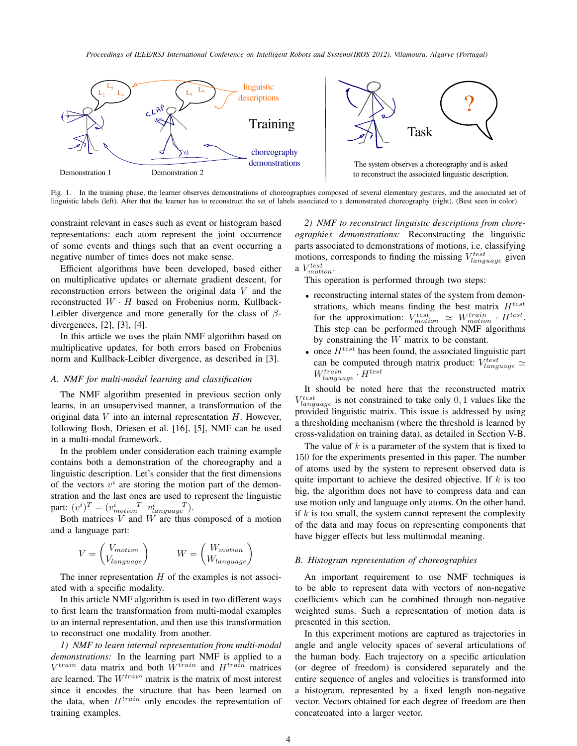Fig. 1. In the training phase, the learner observes demonstrations of choreographies composed of several elementary gestures, and the associated set of linguistic labels (left). After that the learner has to reconstruct the set of labels associated to a demonstrated choreography (right). (Best seen in color)

constraint relevant in cases such as event or histogram based representations: each atom represent the joint occurrence of some events and things such that an event occurring a negative number of times does not make sense.

Efficient algorithms have been developed, based either on multiplicative updates or alternate gradient descent, for reconstruction errors between the original data $V$ and the reconstructed $W \cdot H$ based on Frobenius norm, Kullback-Leibler divergence and more generally for the class of $\beta$-divergences, [2], [3], [4].

In this article we uses the plain NMF algorithm based on multiplicative updates, for both errors based on Frobenius norm and Kullback-Leibler divergence, as described in [3].

### A. NMF for multi-modal learning and classification

The NMF algorithm presented in previous section only learns, in an unsupervised manner, a transformation of the original data $V$ into an internal representation $H$. However, following Bosh, Driesen et al. [16], [5], NMF can be used in a multi-modal framework.

In the problem under consideration each training example contains both a demonstration of the choreography and a linguistic description. Let's consider that the first dimensions of the vectors $v^i$ are storing the motion part of the demonstration and the last ones are used to represent the linguistic part: $(v^i)^T = ({v^i_{motion}}^T \; {v^i_{language}}^T)$.

Both matrices $V$ and $W$ are thus composed of a motion and a language part:

$$V = \begin{pmatrix} V_{motion} \\ V_{language} \end{pmatrix} \qquad W = \begin{pmatrix} W_{motion} \\ W_{language} \end{pmatrix}$$

The inner representation $H$ of the examples is not associated with a specific modality.

In this article NMF algorithm is used in two different ways to first learn the transformation from multi-modal examples to an internal representation, and then use this transformation to reconstruct one modality from another.

*1) NMF to learn internal representation from multi-modal demonstrations:* In the learning part NMF is applied to a $V^{train}$ data matrix and both $W^{train}$ and $H^{train}$ matrices are learned. The $W^{train}$ matrix is the matrix of most interest since it encodes the structure that has been learned on the data, when $H^{train}$ only encodes the representation of training examples.

*2) NMF to reconstruct linguistic descriptions from choreographies demonstrations:* Reconstructing the linguistic parts associated to demonstrations of motions, i.e. classifying motions, corresponds to finding the missing $V^{test}_{language}$ given a $V^{test}_{motion}$.

This operation is performed through two steps:

- reconstructing internal states of the system from demonstrations, which means finding the best matrix $H^{test}$ for the approximation: $V^{test}_{motion} \simeq W^{train}_{motion} \cdot H^{test}$. This step can be performed through NMF algorithms by constraining the $W$ matrix to be constant.
- once $H^{test}$ has been found, the associated linguistic part can be computed through matrix product: $V^{test}_{language} \simeq W^{train}_{language} \cdot H^{test}$

It should be noted here that the reconstructed matrix $V^{test}_{language}$ is not constrained to take only $0, 1$ values like the provided linguistic matrix. This issue is addressed by using a thresholding mechanism (where the threshold is learned by cross-validation on training data), as detailed in Section V-B.

The value of $k$ is a parameter of the system that is fixed to $150$ for the experiments presented in this paper. The number of atoms used by the system to represent observed data is quite important to achieve the desired objective. If $k$ is too big, the algorithm does not have to compress data and can use motion only and language only atoms. On the other hand, if $k$ is too small, the system cannot represent the complexity of the data and may focus on representing components that have bigger effects but less multimodal meaning.

### B. Histogram representation of choreographies

An important requirement to use NMF techniques is to be able to represent data with vectors of non-negative coefficients which can be combined through non-negative weighted sums. Such a representation of motion data is presented in this section.

In this experiment motions are captured as trajectories in angle and angle velocity spaces of several articulations of the human body. Each trajectory on a specific articulation (or degree of freedom) is considered separately and the entire sequence of angles and velocities is transformed into a histogram, represented by a fixed length non-negative vector. Vectors obtained for each degree of freedom are then concatenated into a larger vector.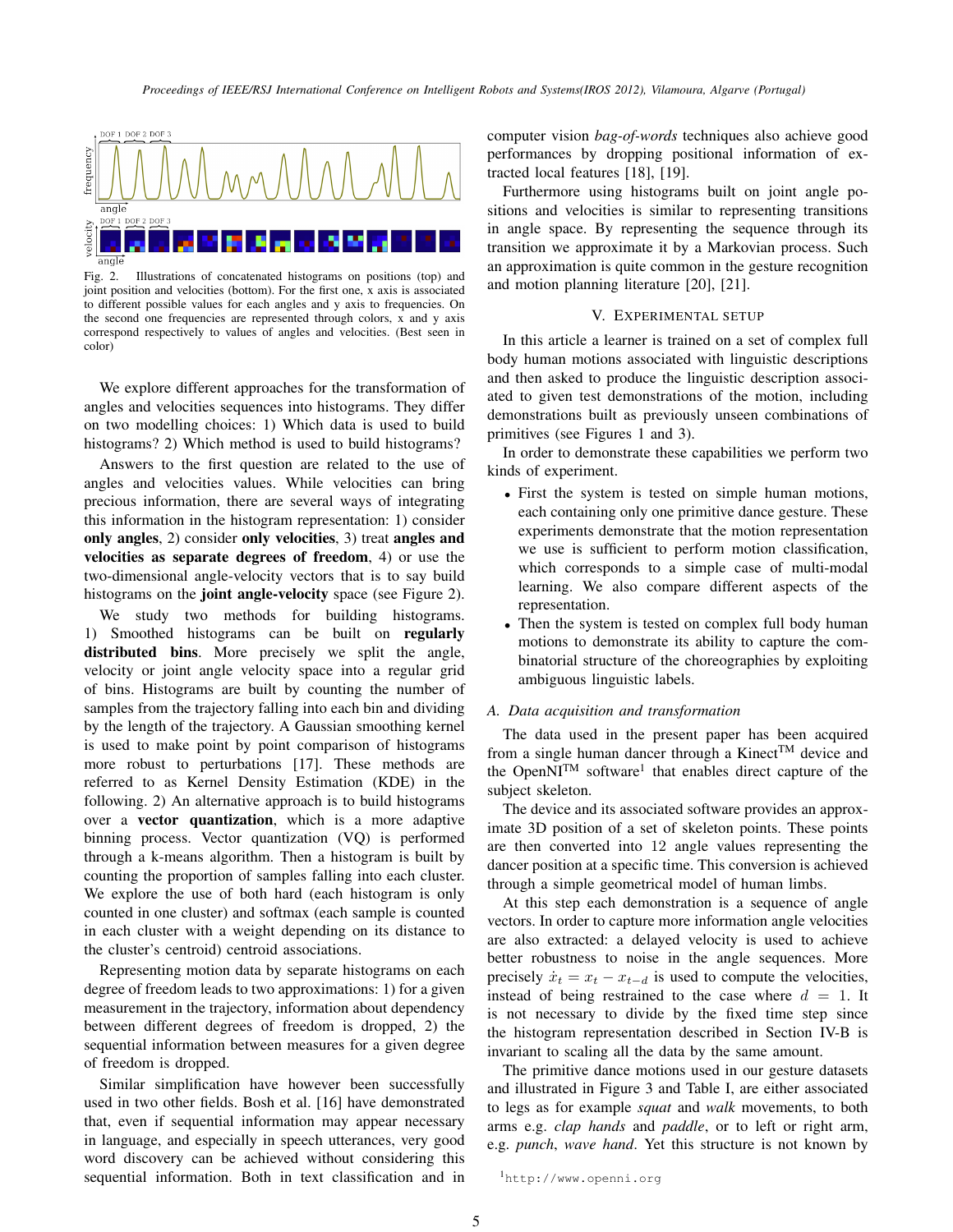Fig. 2. Illustrations of concatenated histograms on positions (top) and joint position and velocities (bottom). For the first one, x axis is associated to different possible values for each angles and y axis to frequencies. On the second one frequencies are represented through colors, x and y axis correspond respectively to values of angles and velocities. (Best seen in color)

We explore different approaches for the transformation of angles and velocities sequences into histograms. They differ on two modelling choices: 1) Which data is used to build histograms? 2) Which method is used to build histograms?

Answers to the first question are related to the use of angles and velocities values. While velocities can bring precious information, there are several ways of integrating this information in the histogram representation: 1) consider **only angles**, 2) consider **only velocities**, 3) treat **angles and velocities as separate degrees of freedom**, 4) or use the two-dimensional angle-velocity vectors that is to say build histograms on the **joint angle-velocity** space (see Figure 2).

We study two methods for building histograms. 1) Smoothed histograms can be built on **regularly distributed bins**. More precisely we split the angle, velocity or joint angle velocity space into a regular grid of bins. Histograms are built by counting the number of samples from the trajectory falling into each bin and dividing by the length of the trajectory. A Gaussian smoothing kernel is used to make point by point comparison of histograms more robust to perturbations [17]. These methods are referred to as Kernel Density Estimation (KDE) in the following. 2) An alternative approach is to build histograms over a **vector quantization**, which is a more adaptive binning process. Vector quantization (VQ) is performed through a k-means algorithm. Then a histogram is built by counting the proportion of samples falling into each cluster. We explore the use of both hard (each histogram is only counted in one cluster) and softmax (each sample is counted in each cluster with a weight depending on its distance to the cluster's centroid) centroid associations.

Representing motion data by separate histograms on each degree of freedom leads to two approximations: 1) for a given measurement in the trajectory, information about dependency between different degrees of freedom is dropped, 2) the sequential information between measures for a given degree of freedom is dropped.

Similar simplification have however been successfully used in two other fields. Bosh et al. [16] have demonstrated that, even if sequential information may appear necessary in language, and especially in speech utterances, very good word discovery can be achieved without considering this sequential information. Both in text classification and in computer vision *bag-of-words* techniques also achieve good performances by dropping positional information of extracted local features [18], [19].

Furthermore using histograms built on joint angle positions and velocities is similar to representing transitions in angle space. By representing the sequence through its transition we approximate it by a Markovian process. Such an approximation is quite common in the gesture recognition and motion planning literature [20], [21].

## V. Experimental setup

In this article a learner is trained on a set of complex full body human motions associated with linguistic descriptions and then asked to produce the linguistic description associated to given test demonstrations of the motion, including demonstrations built as previously unseen combinations of primitives (see Figures 1 and 3).

In order to demonstrate these capabilities we perform two kinds of experiment.

- First the system is tested on simple human motions, each containing only one primitive dance gesture. These experiments demonstrate that the motion representation we use is sufficient to perform motion classification, which corresponds to a simple case of multi-modal learning. We also compare different aspects of the representation.
- Then the system is tested on complex full body human motions to demonstrate its ability to capture the combinatorial structure of the choreographies by exploiting ambiguous linguistic labels.

### A. Data acquisition and transformation

The data used in the present paper has been acquired from a single human dancer through a Kinect™ device and the OpenNI™ software[1] that enables direct capture of the subject skeleton.

The device and its associated software provides an approximate 3D position of a set of skeleton points. These points are then converted into 12 angle values representing the dancer position at a specific time. This conversion is achieved through a simple geometrical model of human limbs.

At this step each demonstration is a sequence of angle vectors. In order to capture more information angle velocities are also extracted: a delayed velocity is used to achieve better robustness to noise in the angle sequences. More precisely $\dot{x}_t = x_t - x_{t-d}$ is used to compute the velocities, instead of being restrained to the case where $d = 1$. It is not necessary to divide by the fixed time step since the histogram representation described in Section IV-B is invariant to scaling all the data by the same amount.

The primitive dance motions used in our gesture datasets and illustrated in Figure 3 and Table I, are either associated to legs as for example *squat* and *walk* movements, to both arms e.g. *clap hands* and *paddle*, or to left or right arm, e.g. *punch*, *wave hand*. Yet this structure is not known by

[1] http://www.openni.org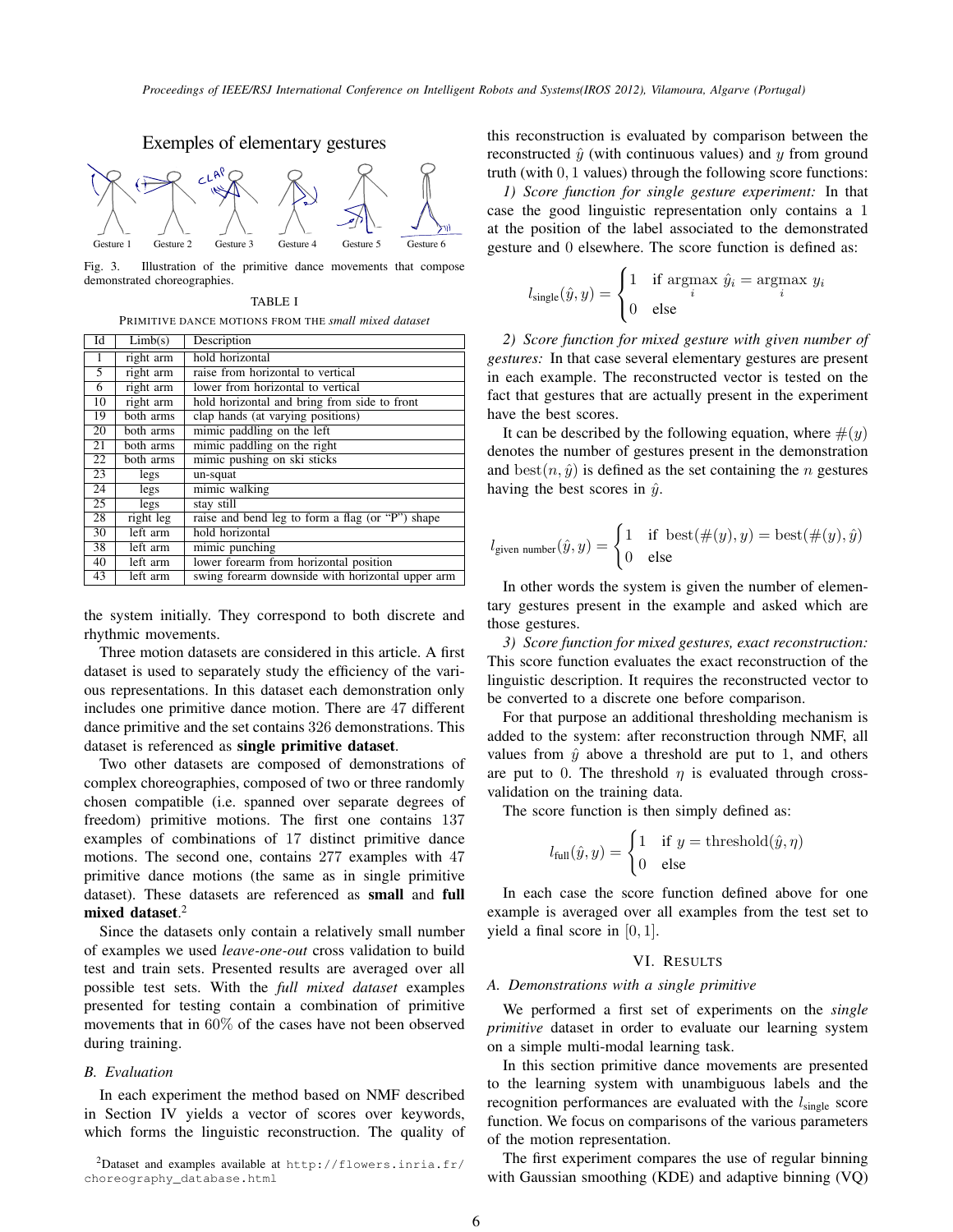Exemples of elementary gestures

Gesture 1 Gesture 2 Gesture 3 Gesture 4 Gesture 5 Gesture 6

Fig. 3. Illustration of the primitive dance movements that compose demonstrated choreographies.

TABLE I

PRIMITIVE DANCE MOTIONS FROM THE *small mixed dataset*

| Id | Limb(s) | Description |
|---|---|---|
| 1 | right arm | hold horizontal |
| 5 | right arm | raise from horizontal to vertical |
| 6 | right arm | lower from horizontal to vertical |
| 10 | right arm | hold horizontal and bring from side to front |
| 19 | both arms | clap hands (at varying positions) |
| 20 | both arms | mimic paddling on the left |
| 21 | both arms | mimic paddling on the right |
| 22 | both arms | mimic pushing on ski sticks |
| 23 | legs | un-squat |
| 24 | legs | mimic walking |
| 25 | legs | stay still |
| 28 | right leg | raise and bend leg to form a flag (or "P") shape |
| 30 | left arm | hold horizontal |
| 38 | left arm | mimic punching |
| 40 | left arm | lower forearm from horizontal position |
| 43 | left arm | swing forearm downside with horizontal upper arm |

the system initially. They correspond to both discrete and rhythmic movements.

Three motion datasets are considered in this article. A first dataset is used to separately study the efficiency of the various representations. In this dataset each demonstration only includes one primitive dance motion. There are 47 different dance primitive and the set contains 326 demonstrations. This dataset is referenced as **single primitive dataset**.

Two other datasets are composed of demonstrations of complex choreographies, composed of two or three randomly chosen compatible (i.e. spanned over separate degrees of freedom) primitive motions. The first one contains 137 examples of combinations of 17 distinct primitive dance motions. The second one, contains 277 examples with 47 primitive dance motions (the same as in single primitive dataset). These datasets are referenced as **small** and **full mixed dataset**.[2]

Since the datasets only contain a relatively small number of examples we used *leave-one-out* cross validation to build test and train sets. Presented results are averaged over all possible test sets. With the *full mixed dataset* examples presented for testing contain a combination of primitive movements that in 60% of the cases have not been observed during training.

### B. Evaluation

In each experiment the method based on NMF described in Section IV yields a vector of scores over keywords, which forms the linguistic reconstruction. The quality of this reconstruction is evaluated by comparison between the reconstructed $\hat{y}$ (with continuous values) and $y$ from ground truth (with $0, 1$ values) through the following score functions:

*1) Score function for single gesture experiment:* In that case the good linguistic representation only contains a 1 at the position of the label associated to the demonstrated gesture and 0 elsewhere. The score function is defined as:

$$l_{\text{single}}(\hat{y}, y) = \begin{cases} 1 & \text{if } \underset{i}{\operatorname{argmax}}\ \hat{y}_i = \underset{i}{\operatorname{argmax}}\ y_i \\ 0 & \text{else} \end{cases}$$

*2) Score function for mixed gesture with given number of gestures:* In that case several elementary gestures are present in each example. The reconstructed vector is tested on the fact that gestures that are actually present in the experiment have the best scores.

It can be described by the following equation, where $\#(y)$ denotes the number of gestures present in the demonstration and $\text{best}(n, \hat{y})$ is defined as the set containing the $n$ gestures having the best scores in $\hat{y}$.

$$l_{\text{given number}}(\hat{y}, y) = \begin{cases} 1 & \text{if } \text{best}(\#(y), y) = \text{best}(\#(y), \hat{y}) \\ 0 & \text{else} \end{cases}$$

In other words the system is given the number of elementary gestures present in the example and asked which are those gestures.

*3) Score function for mixed gestures, exact reconstruction:* This score function evaluates the exact reconstruction of the linguistic description. It requires the reconstructed vector to be converted to a discrete one before comparison.

For that purpose an additional thresholding mechanism is added to the system: after reconstruction through NMF, all values from $\hat{y}$ above a threshold are put to 1, and others are put to 0. The threshold $\eta$ is evaluated through cross-validation on the training data.

The score function is then simply defined as:

$$l_{\text{full}}(\hat{y}, y) = \begin{cases} 1 & \text{if } y = \text{threshold}(\hat{y}, \eta) \\ 0 & \text{else} \end{cases}$$

In each case the score function defined above for one example is averaged over all examples from the test set to yield a final score in $[0, 1]$.

## VI. RESULTS

### A. Demonstrations with a single primitive

We performed a first set of experiments on the *single primitive* dataset in order to evaluate our learning system on a simple multi-modal learning task.

In this section primitive dance movements are presented to the learning system with unambiguous labels and the recognition performances are evaluated with the $l_{\text{single}}$ score function. We focus on comparisons of the various parameters of the motion representation.

The first experiment compares the use of regular binning with Gaussian smoothing (KDE) and adaptive binning (VQ)

[2] Dataset and examples available at http://flowers.inria.fr/choreography_database.html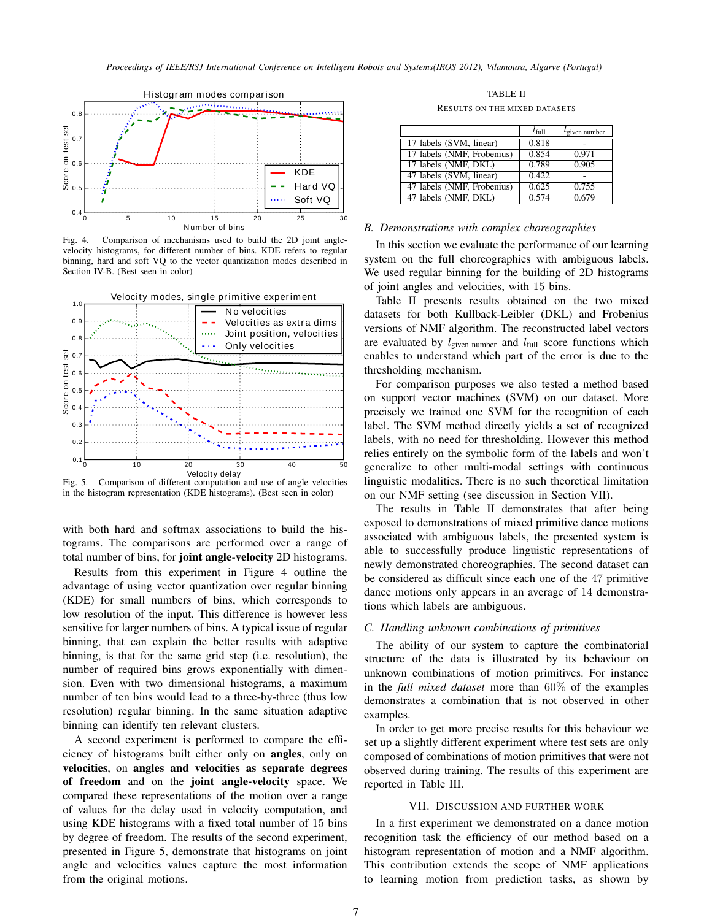Fig. 4. Comparison of mechanisms used to build the 2D joint angle-velocity histograms, for different number of bins. KDE refers to regular binning, hard and soft VQ to the vector quantization modes described in Section IV-B. (Best seen in color)

Fig. 5. Comparison of different computation and use of angle velocities in the histogram representation (KDE histograms). (Best seen in color)

with both hard and softmax associations to build the histograms. The comparisons are performed over a range of total number of bins, for **joint angle-velocity** 2D histograms.

Results from this experiment in Figure 4 outline the advantage of using vector quantization over regular binning (KDE) for small numbers of bins, which corresponds to low resolution of the input. This difference is however less sensitive for larger numbers of bins. A typical issue of regular binning, that can explain the better results with adaptive binning, is that for the same grid step (i.e. resolution), the number of required bins grows exponentially with dimension. Even with two dimensional histograms, a maximum number of ten bins would lead to a three-by-three (thus low resolution) regular binning. In the same situation adaptive binning can identify ten relevant clusters.

A second experiment is performed to compare the efficiency of histograms built either only on **angles**, only on **velocities**, on **angles and velocities as separate degrees of freedom** and on the **joint angle-velocity** space. We compared these representations of the motion over a range of values for the delay used in velocity computation, and using KDE histograms with a fixed total number of 15 bins by degree of freedom. The results of the second experiment, presented in Figure 5, demonstrate that histograms on joint angle and velocities values capture the most information from the original motions.

TABLE II

RESULTS ON THE MIXED DATASETS

| | $l_{\text{full}}$ | $l_{\text{given number}}$ |
|---|---|---|
| 17 labels (SVM, linear) | 0.818 | - |
| 17 labels (NMF, Frobenius) | 0.854 | 0.971 |
| 17 labels (NMF, DKL) | 0.789 | 0.905 |
| 47 labels (SVM, linear) | 0.422 | - |
| 47 labels (NMF, Frobenius) | 0.625 | 0.755 |
| 47 labels (NMF, DKL) | 0.574 | 0.679 |

### B. Demonstrations with complex choreographies

In this section we evaluate the performance of our learning system on the full choreographies with ambiguous labels. We used regular binning for the building of 2D histograms of joint angles and velocities, with 15 bins.

Table II presents results obtained on the two mixed datasets for both Kullback-Leibler (DKL) and Frobenius versions of NMF algorithm. The reconstructed label vectors are evaluated by $l_{\text{given number}}$ and $l_{\text{full}}$ score functions which enables to understand which part of the error is due to the thresholding mechanism.

For comparison purposes we also tested a method based on support vector machines (SVM) on our dataset. More precisely we trained one SVM for the recognition of each label. The SVM method directly yields a set of recognized labels, with no need for thresholding. However this method relies entirely on the symbolic form of the labels and won't generalize to other multi-modal settings with continuous linguistic modalities. There is no such theoretical limitation on our NMF setting (see discussion in Section VII).

The results in Table II demonstrates that after being exposed to demonstrations of mixed primitive dance motions associated with ambiguous labels, the presented system is able to successfully produce linguistic representations of newly demonstrated choreographies. The second dataset can be considered as difficult since each one of the 47 primitive dance motions only appears in an average of 14 demonstrations which labels are ambiguous.

### C. Handling unknown combinations of primitives

The ability of our system to capture the combinatorial structure of the data is illustrated by its behaviour on unknown combinations of motion primitives. For instance in the *full mixed dataset* more than 60% of the examples demonstrates a combination that is not observed in other examples.

In order to get more precise results for this behaviour we set up a slightly different experiment where test sets are only composed of combinations of motion primitives that were not observed during training. The results of this experiment are reported in Table III.

## VII. Discussion and further work

In a first experiment we demonstrated on a dance motion recognition task the efficiency of our method based on a histogram representation of motion and a NMF algorithm. This contribution extends the scope of NMF applications to learning motion from prediction tasks, as shown by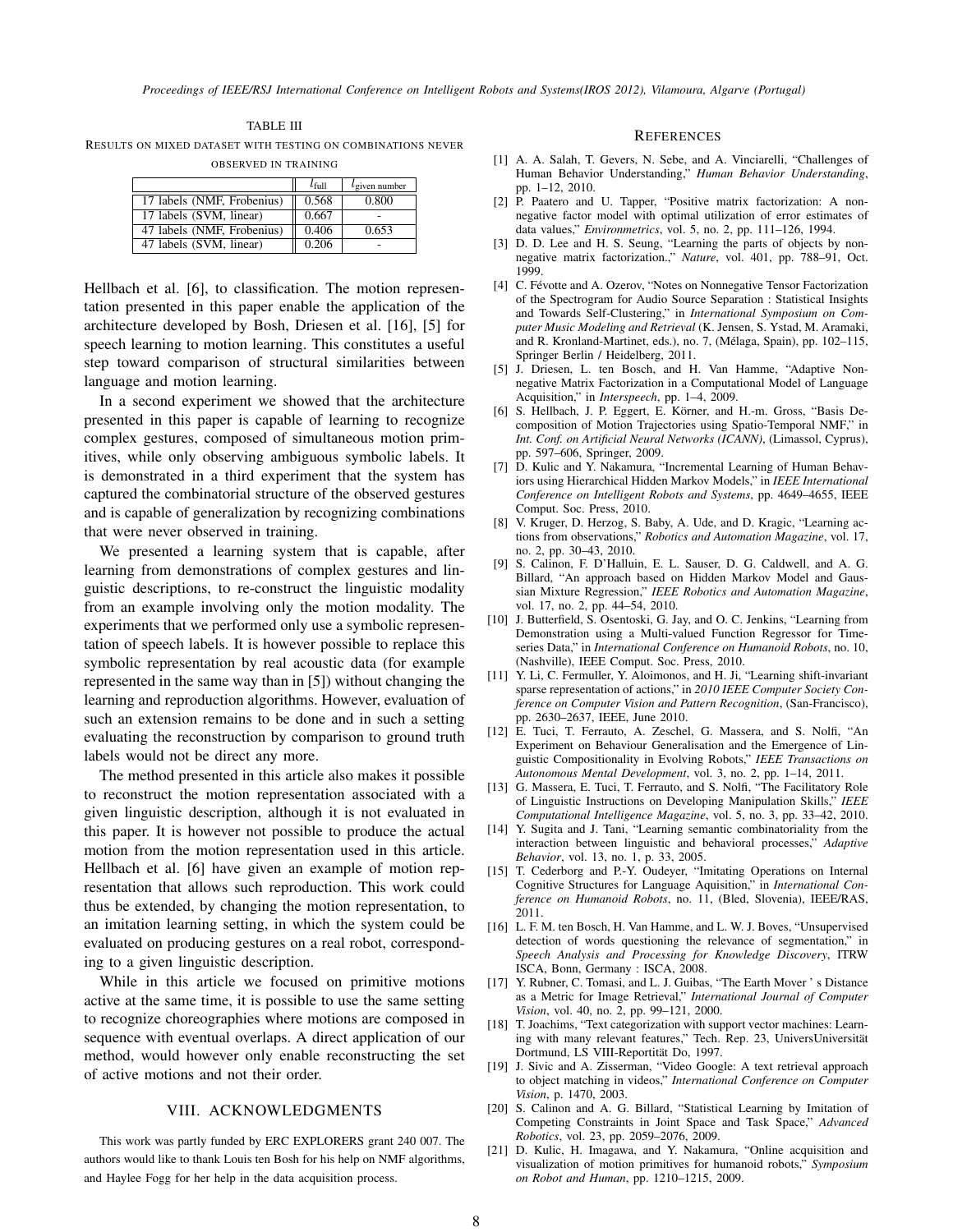TABLE III

RESULTS ON MIXED DATASET WITH TESTING ON COMBINATIONS NEVER OBSERVED IN TRAINING

| | $l_{\text{full}}$ | $l_{\text{given number}}$ |
|---|---|---|
| 17 labels (NMF, Frobenius) | 0.568 | 0.800 |
| 17 labels (SVM, linear) | 0.667 | - |
| 47 labels (NMF, Frobenius) | 0.406 | 0.653 |
| 47 labels (SVM, linear) | 0.206 | - |

Hellbach et al. [6], to classification. The motion representation presented in this paper enable the application of the architecture developed by Bosh, Driesen et al. [16], [5] for speech learning to motion learning. This constitutes a useful step toward comparison of structural similarities between language and motion learning.

In a second experiment we showed that the architecture presented in this paper is capable of learning to recognize complex gestures, composed of simultaneous motion primitives, while only observing ambiguous symbolic labels. It is demonstrated in a third experiment that the system has captured the combinatorial structure of the observed gestures and is capable of generalization by recognizing combinations that were never observed in training.

We presented a learning system that is capable, after learning from demonstrations of complex gestures and linguistic descriptions, to re-construct the linguistic modality from an example involving only the motion modality. The experiments that we performed only use a symbolic representation of speech labels. It is however possible to replace this symbolic representation by real acoustic data (for example represented in the same way than in [5]) without changing the learning and reproduction algorithms. However, evaluation of such an extension remains to be done and in such a setting evaluating the reconstruction by comparison to ground truth labels would not be direct any more.

The method presented in this article also makes it possible to reconstruct the motion representation associated with a given linguistic description, although it is not evaluated in this paper. It is however not possible to produce the actual motion from the motion representation used in this article. Hellbach et al. [6] have given an example of motion representation that allows such reproduction. This work could thus be extended, by changing the motion representation, to an imitation learning setting, in which the system could be evaluated on producing gestures on a real robot, corresponding to a given linguistic description.

While in this article we focused on primitive motions active at the same time, it is possible to use the same setting to recognize choreographies where motions are composed in sequence with eventual overlaps. A direct application of our method, would however only enable reconstructing the set of active motions and not their order.

## VIII. ACKNOWLEDGMENTS

This work was partly funded by ERC EXPLORERS grant 240 007. The authors would like to thank Louis ten Bosh for his help on NMF algorithms, and Haylee Fogg for her help in the data acquisition process.

## REFERENCES

[1] A. A. Salah, T. Gevers, N. Sebe, and A. Vinciarelli, "Challenges of Human Behavior Understanding," *Human Behavior Understanding*, pp. 1–12, 2010.

[2] P. Paatero and U. Tapper, "Positive matrix factorization: A non-negative factor model with optimal utilization of error estimates of data values," *Environmetrics*, vol. 5, no. 2, pp. 111–126, 1994.

[3] D. D. Lee and H. S. Seung, "Learning the parts of objects by non-negative matrix factorization.," *Nature*, vol. 401, pp. 788–91, Oct. 1999.

[4] C. Févotte and A. Ozerov, "Notes on Nonnegative Tensor Factorization of the Spectrogram for Audio Source Separation : Statistical Insights and Towards Self-Clustering," in *International Symposium on Computer Music Modeling and Retrieval* (K. Jensen, S. Ystad, M. Aramaki, and R. Kronland-Martinet, eds.), no. 7, (Mélaga, Spain), pp. 102–115, Springer Berlin / Heidelberg, 2011.

[5] J. Driesen, L. ten Bosch, and H. Van Hamme, "Adaptive Non-negative Matrix Factorization in a Computational Model of Language Acquisition," in *Interspeech*, pp. 1–4, 2009.

[6] S. Hellbach, J. P. Eggert, E. Körner, and H.-m. Gross, "Basis Decomposition of Motion Trajectories using Spatio-Temporal NMF," in *Int. Conf. on Artificial Neural Networks (ICANN)*, (Limassol, Cyprus), pp. 597–606, Springer, 2009.

[7] D. Kulic and Y. Nakamura, "Incremental Learning of Human Behaviors using Hierarchical Hidden Markov Models," in *IEEE International Conference on Intelligent Robots and Systems*, pp. 4649–4655, IEEE Comput. Soc. Press, 2010.

[8] V. Kruger, D. Herzog, S. Baby, A. Ude, and D. Kragic, "Learning actions from observations," *Robotics and Automation Magazine*, vol. 17, no. 2, pp. 30–43, 2010.

[9] S. Calinon, F. D'Halluin, E. L. Sauser, D. G. Caldwell, and A. G. Billard, "An approach based on Hidden Markov Model and Gaussian Mixture Regression," *IEEE Robotics and Automation Magazine*, vol. 17, no. 2, pp. 44–54, 2010.

[10] J. Butterfield, S. Osentoski, G. Jay, and O. C. Jenkins, "Learning from Demonstration using a Multi-valued Function Regressor for Time-series Data," in *International Conference on Humanoid Robots*, no. 10, (Nashville), IEEE Comput. Soc. Press, 2010.

[11] Y. Li, C. Fermuller, Y. Aloimonos, and H. Ji, "Learning shift-invariant sparse representation of actions," in *2010 IEEE Computer Society Conference on Computer Vision and Pattern Recognition*, (San-Francisco), pp. 2630–2637, IEEE, June 2010.

[12] E. Tuci, T. Ferrauto, A. Zeschel, G. Massera, and S. Nolfi, "An Experiment on Behaviour Generalisation and the Emergence of Linguistic Compositionality in Evolving Robots," *IEEE Transactions on Autonomous Mental Development*, vol. 3, no. 2, pp. 1–14, 2011.

[13] G. Massera, E. Tuci, T. Ferrauto, and S. Nolfi, "The Facilitatory Role of Linguistic Instructions on Developing Manipulation Skills," *IEEE Computational Intelligence Magazine*, vol. 5, no. 3, pp. 33–42, 2010.

[14] Y. Sugita and J. Tani, "Learning semantic combinatoriality from the interaction between linguistic and behavioral processes," *Adaptive Behavior*, vol. 13, no. 1, p. 33, 2005.

[15] T. Cederborg and P.-Y. Oudeyer, "Imitating Operations on Internal Cognitive Structures for Language Aquisition," in *International Conference on Humanoid Robots*, no. 11, (Bled, Slovenia), IEEE/RAS, 2011.

[16] L. F. M. ten Bosch, H. Van Hamme, and L. W. J. Boves, "Unsupervised detection of words questioning the relevance of segmentation," in *Speech Analysis and Processing for Knowledge Discovery*, ITRW ISCA, Bonn, Germany : ISCA, 2008.

[17] Y. Rubner, C. Tomasi, and L. J. Guibas, "The Earth Mover ' s Distance as a Metric for Image Retrieval," *International Journal of Computer Vision*, vol. 40, no. 2, pp. 99–121, 2000.

[18] T. Joachims, "Text categorization with support vector machines: Learning with many relevant features," Tech. Rep. 23, UniversUniversität Dortmund, LS VIII-Reportität Do, 1997.

[19] J. Sivic and A. Zisserman, "Video Google: A text retrieval approach to object matching in videos," *International Conference on Computer Vision*, p. 1470, 2003.

[20] S. Calinon and A. G. Billard, "Statistical Learning by Imitation of Competing Constraints in Joint Space and Task Space," *Advanced Robotics*, vol. 23, pp. 2059–2076, 2009.

[21] D. Kulic, H. Imagawa, and Y. Nakamura, "Online acquisition and visualization of motion primitives for humanoid robots," *Symposium on Robot and Human*, pp. 1210–1215, 2009.